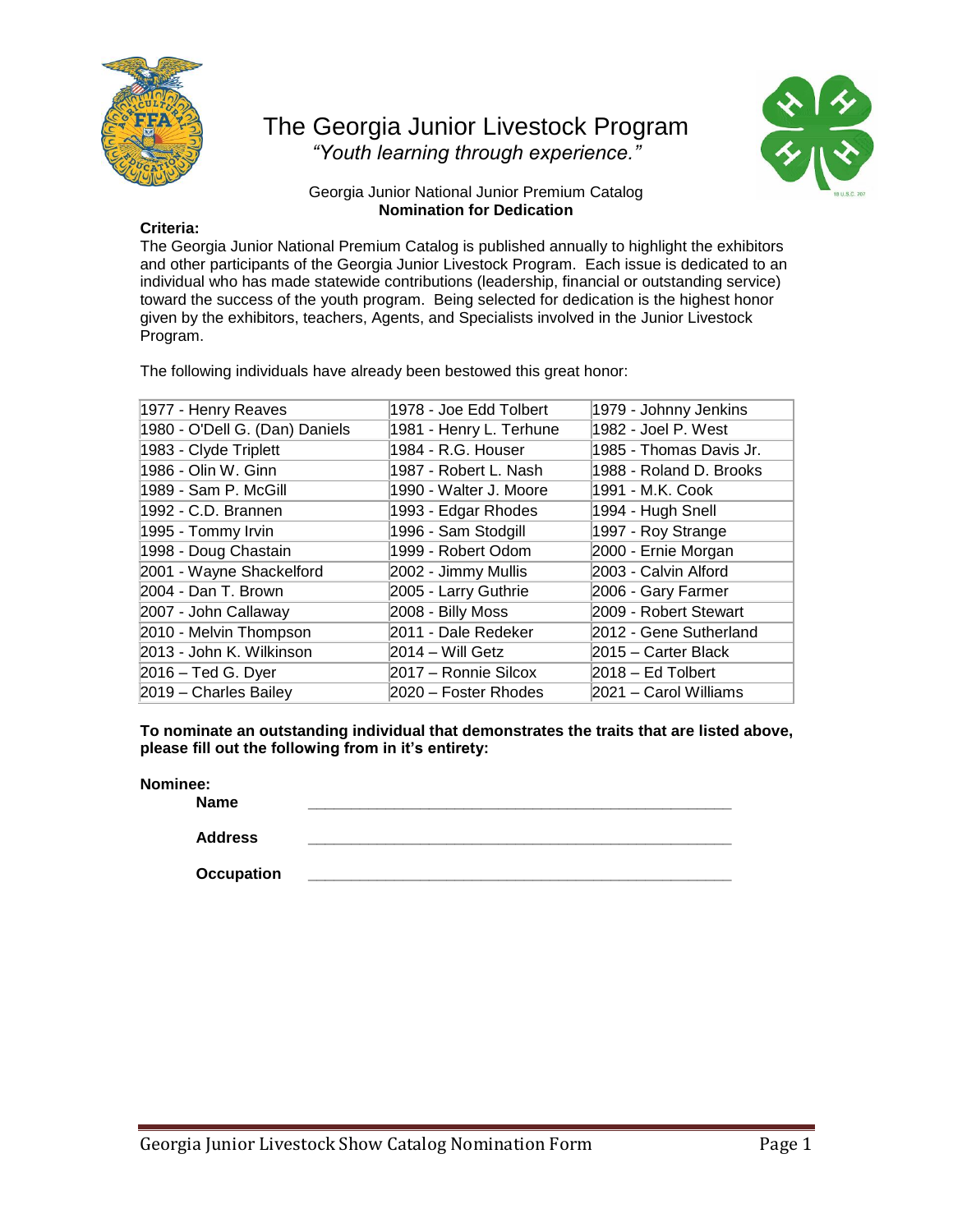# The Georgia Junior Livestock Program

*"Youth learning through experience."*

Georgia Junior National Junior Premium Catalog

**Nomination for Dedication**

**Criteria:**

The Georgia Junior National Premium Catalog is published annually to highlight the exhibitors and other participants of the Georgia Junior Livestock Program. Each issue is dedicated to an individual who has made statewide contributions (leadership, financial or outstanding service) toward the success of the youth program. Being selected for dedication is the highest honor given by the exhibitors, teachers, Agents, and Specialists involved in the Junior Livestock Program.

The following individuals have already been bestowed this great honor:

| | | |
|---|---|---|
| 1977 - Henry Reaves | 1978 - Joe Edd Tolbert | 1979 - Johnny Jenkins |
| 1980 - O'Dell G. (Dan) Daniels | 1981 - Henry L. Terhune | 1982 - Joel P. West |
| 1983 - Clyde Triplett | 1984 - R.G. Houser | 1985 - Thomas Davis Jr. |
| 1986 - Olin W. Ginn | 1987 - Robert L. Nash | 1988 - Roland D. Brooks |
| 1989 - Sam P. McGill | 1990 - Walter J. Moore | 1991 - M.K. Cook |
| 1992 - C.D. Brannen | 1993 - Edgar Rhodes | 1994 - Hugh Snell |
| 1995 - Tommy Irvin | 1996 - Sam Stodgill | 1997 - Roy Strange |
| 1998 - Doug Chastain | 1999 - Robert Odom | 2000 - Ernie Morgan |
| 2001 - Wayne Shackelford | 2002 - Jimmy Mullis | 2003 - Calvin Alford |
| 2004 - Dan T. Brown | 2005 - Larry Guthrie | 2006 - Gary Farmer |
| 2007 - John Callaway | 2008 - Billy Moss | 2009 - Robert Stewart |
| 2010 - Melvin Thompson | 2011 - Dale Redeker | 2012 - Gene Sutherland |
| 2013 - John K. Wilkinson | 2014 – Will Getz | 2015 – Carter Black |
| 2016 – Ted G. Dyer | 2017 – Ronnie Silcox | 2018 – Ed Tolbert |
| 2019 – Charles Bailey | 2020 – Foster Rhodes | 2021 – Carol Williams |

**To nominate an outstanding individual that demonstrates the traits that are listed above, please fill out the following from in it's entirety:**

**Nominee:**

**Name** ____________________________________________

**Address** ____________________________________________

**Occupation** ____________________________________________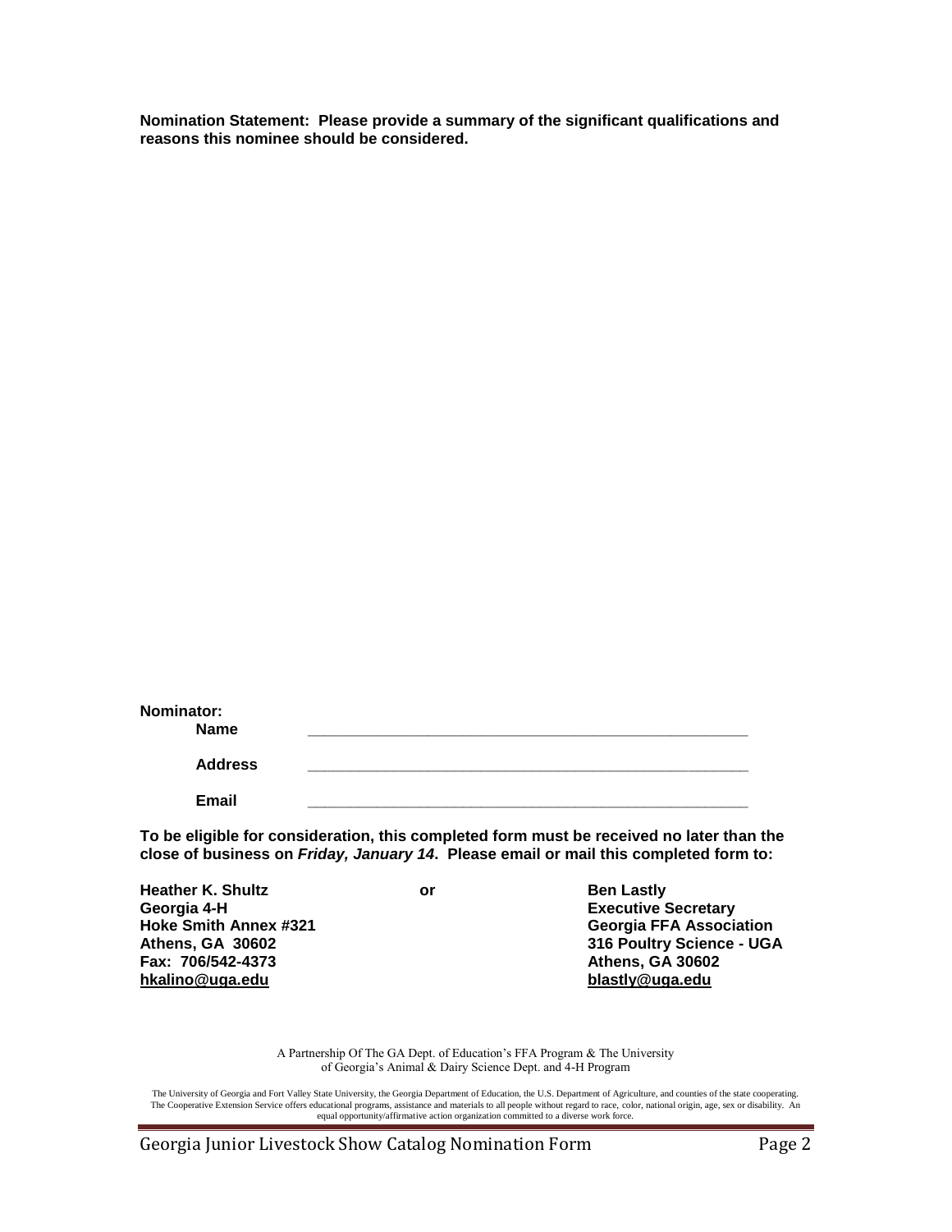**Nomination Statement: Please provide a summary of the significant qualifications and reasons this nominee should be considered.**

**Nominator:**

**Name** \_\_\_\_\_\_\_\_\_\_\_\_\_\_\_\_\_\_\_\_\_\_\_\_\_\_\_\_\_\_\_\_\_\_\_\_\_\_\_\_\_\_\_\_\_\_\_\_\_\_\_\_

**Address** \_\_\_\_\_\_\_\_\_\_\_\_\_\_\_\_\_\_\_\_\_\_\_\_\_\_\_\_\_\_\_\_\_\_\_\_\_\_\_\_\_\_\_\_\_\_\_\_\_\_\_\_

**Email** \_\_\_\_\_\_\_\_\_\_\_\_\_\_\_\_\_\_\_\_\_\_\_\_\_\_\_\_\_\_\_\_\_\_\_\_\_\_\_\_\_\_\_\_\_\_\_\_\_\_\_\_

**To be eligible for consideration, this completed form must be received no later than the close of business on *Friday, January 14*. Please email or mail this completed form to:**

**Heather K. Shultz**
**Georgia 4-H**
**Hoke Smith Annex #321**
**Athens, GA 30602**
**Fax: 706/542-4373**
**hkalino@uga.edu**

**or**

**Ben Lastly**
**Executive Secretary**
**Georgia FFA Association**
**316 Poultry Science - UGA**
**Athens, GA 30602**
**blastly@uga.edu**

A Partnership Of The GA Dept. of Education's FFA Program & The University of Georgia's Animal & Dairy Science Dept. and 4-H Program

The University of Georgia and Fort Valley State University, the Georgia Department of Education, the U.S. Department of Agriculture, and counties of the state cooperating. The Cooperative Extension Service offers educational programs, assistance and materials to all people without regard to race, color, national origin, age, sex or disability. An equal opportunity/affirmative action organization committed to a diverse work force.